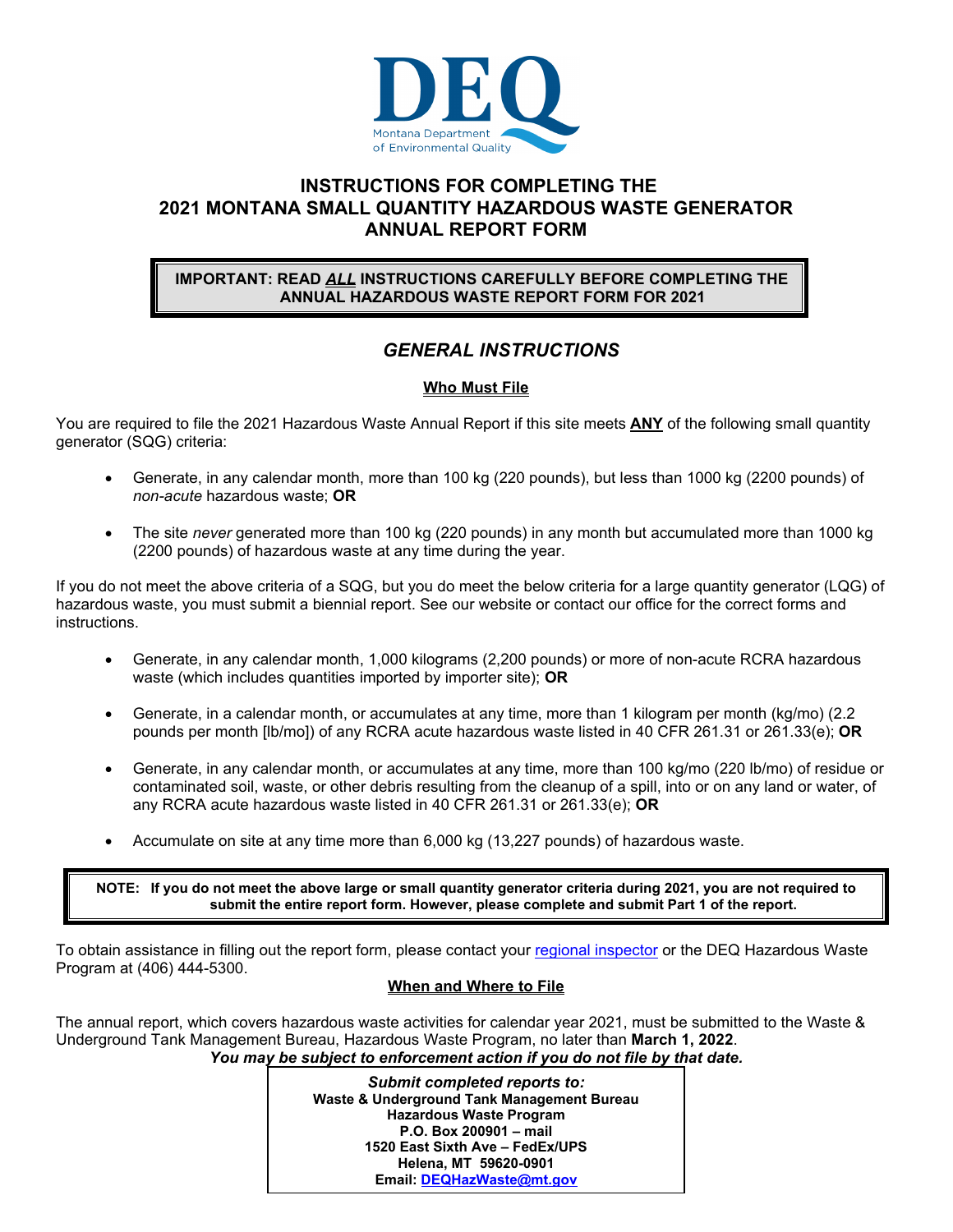DEQ

Montana Department of Environmental Quality

# INSTRUCTIONS FOR COMPLETING THE 2021 MONTANA SMALL QUANTITY HAZARDOUS WASTE GENERATOR ANNUAL REPORT FORM

**IMPORTANT: READ *ALL* INSTRUCTIONS CAREFULLY BEFORE COMPLETING THE ANNUAL HAZARDOUS WASTE REPORT FORM FOR 2021**

## *GENERAL INSTRUCTIONS*

### Who Must File

You are required to file the 2021 Hazardous Waste Annual Report if this site meets **ANY** of the following small quantity generator (SQG) criteria:

- Generate, in any calendar month, more than 100 kg (220 pounds), but less than 1000 kg (2200 pounds) of *non-acute* hazardous waste; **OR**
- The site *never* generated more than 100 kg (220 pounds) in any month but accumulated more than 1000 kg (2200 pounds) of hazardous waste at any time during the year.

If you do not meet the above criteria of a SQG, but you do meet the below criteria for a large quantity generator (LQG) of hazardous waste, you must submit a biennial report. See our website or contact our office for the correct forms and instructions.

- Generate, in any calendar month, 1,000 kilograms (2,200 pounds) or more of non-acute RCRA hazardous waste (which includes quantities imported by importer site); **OR**
- Generate, in a calendar month, or accumulates at any time, more than 1 kilogram per month (kg/mo) (2.2 pounds per month [lb/mo]) of any RCRA acute hazardous waste listed in 40 CFR 261.31 or 261.33(e); **OR**
- Generate, in any calendar month, or accumulates at any time, more than 100 kg/mo (220 lb/mo) of residue or contaminated soil, waste, or other debris resulting from the cleanup of a spill, into or on any land or water, of any RCRA acute hazardous waste listed in 40 CFR 261.31 or 261.33(e); **OR**
- Accumulate on site at any time more than 6,000 kg (13,227 pounds) of hazardous waste.

**NOTE: If you do not meet the above large or small quantity generator criteria during 2021, you are not required to submit the entire report form. However, please complete and submit Part 1 of the report.**

To obtain assistance in filling out the report form, please contact your regional inspector or the DEQ Hazardous Waste Program at (406) 444-5300.

### When and Where to File

The annual report, which covers hazardous waste activities for calendar year 2021, must be submitted to the Waste & Underground Tank Management Bureau, Hazardous Waste Program, no later than **March 1, 2022**.

***You may be subject to enforcement action if you do not file by that date.***

***Submit completed reports to:***
**Waste & Underground Tank Management Bureau**
**Hazardous Waste Program**
**P.O. Box 200901 – mail**
**1520 East Sixth Ave – FedEx/UPS**
**Helena, MT 59620-0901**
**Email: DEQHazWaste@mt.gov**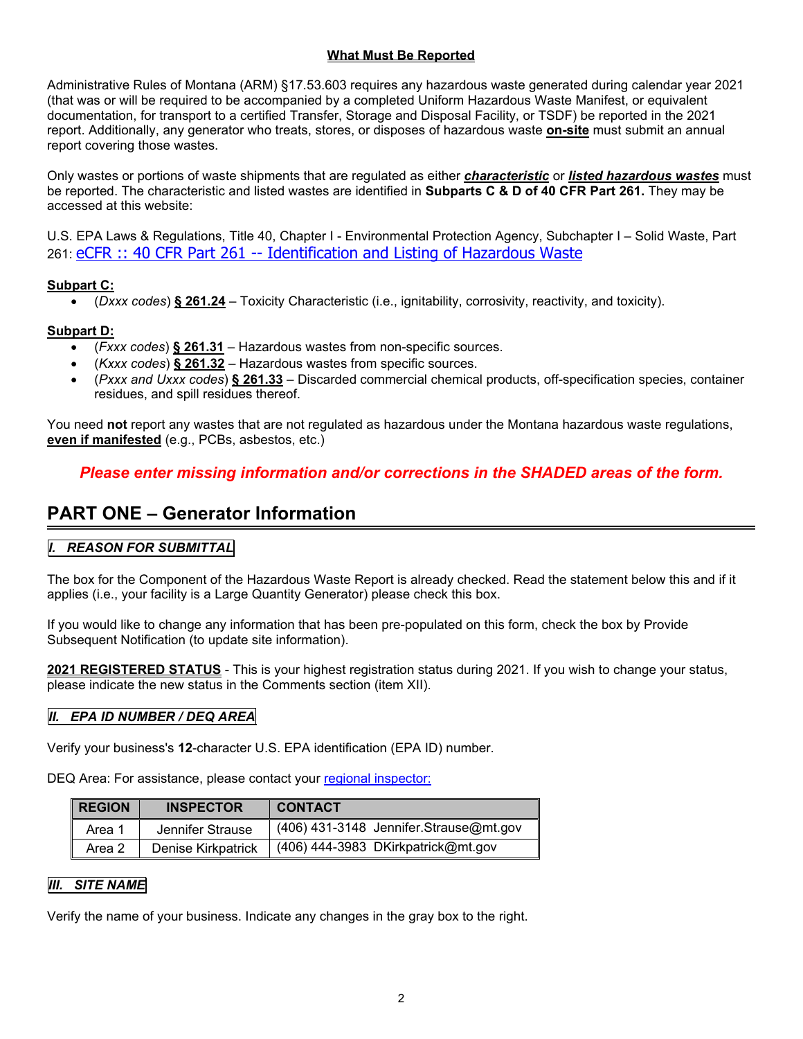**What Must Be Reported**

Administrative Rules of Montana (ARM) §17.53.603 requires any hazardous waste generated during calendar year 2021 (that was or will be required to be accompanied by a completed Uniform Hazardous Waste Manifest, or equivalent documentation, for transport to a certified Transfer, Storage and Disposal Facility, or TSDF) be reported in the 2021 report. Additionally, any generator who treats, stores, or disposes of hazardous waste **on-site** must submit an annual report covering those wastes.

Only wastes or portions of waste shipments that are regulated as either ***characteristic*** or ***listed hazardous wastes*** must be reported. The characteristic and listed wastes are identified in **Subparts C & D of 40 CFR Part 261.** They may be accessed at this website:

U.S. EPA Laws & Regulations, Title 40, Chapter I - Environmental Protection Agency, Subchapter I – Solid Waste, Part 261: eCFR :: 40 CFR Part 261 -- Identification and Listing of Hazardous Waste

**Subpart C:**

- (*Dxxx codes*) **§ 261.24** – Toxicity Characteristic (i.e., ignitability, corrosivity, reactivity, and toxicity).

**Subpart D:**

- (*Fxxx codes*) **§ 261.31** – Hazardous wastes from non-specific sources.
- (*Kxxx codes*) **§ 261.32** – Hazardous wastes from specific sources.
- (*Pxxx and Uxxx codes*) **§ 261.33** – Discarded commercial chemical products, off-specification species, container residues, and spill residues thereof.

You need **not** report any wastes that are not regulated as hazardous under the Montana hazardous waste regulations, **even if manifested** (e.g., PCBs, asbestos, etc.)

***Please enter missing information and/or corrections in the SHADED areas of the form.***

## PART ONE – Generator Information

### *I. REASON FOR SUBMITTAL*

The box for the Component of the Hazardous Waste Report is already checked. Read the statement below this and if it applies (i.e., your facility is a Large Quantity Generator) please check this box.

If you would like to change any information that has been pre-populated on this form, check the box by Provide Subsequent Notification (to update site information).

**2021 REGISTERED STATUS** - This is your highest registration status during 2021. If you wish to change your status, please indicate the new status in the Comments section (item XII).

### *II. EPA ID NUMBER / DEQ AREA*

Verify your business's **12**-character U.S. EPA identification (EPA ID) number.

DEQ Area: For assistance, please contact your regional inspector:

| REGION | INSPECTOR | CONTACT |
| --- | --- | --- |
| Area 1 | Jennifer Strause | (406) 431-3148 Jennifer.Strause@mt.gov |
| Area 2 | Denise Kirkpatrick | (406) 444-3983 DKirkpatrick@mt.gov |

### *III. SITE NAME*

Verify the name of your business. Indicate any changes in the gray box to the right.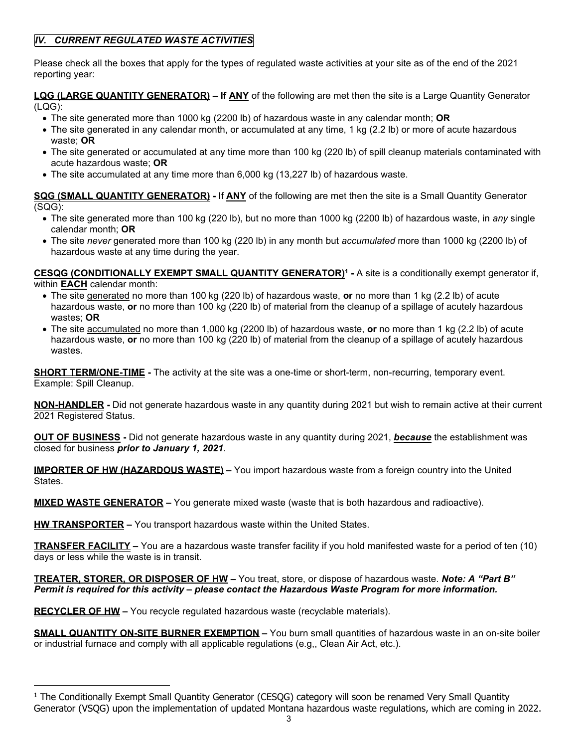## *IV. CURRENT REGULATED WASTE ACTIVITIES*

Please check all the boxes that apply for the types of regulated waste activities at your site as of the end of the 2021 reporting year:

**LQG (LARGE QUANTITY GENERATOR) – If ANY** of the following are met then the site is a Large Quantity Generator (LQG):

- The site generated more than 1000 kg (2200 lb) of hazardous waste in any calendar month; **OR**
- The site generated in any calendar month, or accumulated at any time, 1 kg (2.2 lb) or more of acute hazardous waste; **OR**
- The site generated or accumulated at any time more than 100 kg (220 lb) of spill cleanup materials contaminated with acute hazardous waste; **OR**
- The site accumulated at any time more than 6,000 kg (13,227 lb) of hazardous waste.

**SQG (SMALL QUANTITY GENERATOR) -** If **ANY** of the following are met then the site is a Small Quantity Generator (SQG):

- The site generated more than 100 kg (220 lb), but no more than 1000 kg (2200 lb) of hazardous waste, in *any* single calendar month; **OR**
- The site *never* generated more than 100 kg (220 lb) in any month but *accumulated* more than 1000 kg (2200 lb) of hazardous waste at any time during the year.

**CESQG (CONDITIONALLY EXEMPT SMALL QUANTITY GENERATOR)[1] -** A site is a conditionally exempt generator if, within **EACH** calendar month:

- The site generated no more than 100 kg (220 lb) of hazardous waste, **or** no more than 1 kg (2.2 lb) of acute hazardous waste, **or** no more than 100 kg (220 lb) of material from the cleanup of a spillage of acutely hazardous wastes; **OR**
- The site accumulated no more than 1,000 kg (2200 lb) of hazardous waste, **or** no more than 1 kg (2.2 lb) of acute hazardous waste, **or** no more than 100 kg (220 lb) of material from the cleanup of a spillage of acutely hazardous wastes.

**SHORT TERM/ONE-TIME -** The activity at the site was a one-time or short-term, non-recurring, temporary event. Example: Spill Cleanup.

**NON-HANDLER -** Did not generate hazardous waste in any quantity during 2021 but wish to remain active at their current 2021 Registered Status.

**OUT OF BUSINESS -** Did not generate hazardous waste in any quantity during 2021, ***because*** the establishment was closed for business ***prior to January 1, 2021***.

**IMPORTER OF HW (HAZARDOUS WASTE) –** You import hazardous waste from a foreign country into the United States.

**MIXED WASTE GENERATOR –** You generate mixed waste (waste that is both hazardous and radioactive).

**HW TRANSPORTER –** You transport hazardous waste within the United States.

**TRANSFER FACILITY –** You are a hazardous waste transfer facility if you hold manifested waste for a period of ten (10) days or less while the waste is in transit.

**TREATER, STORER, OR DISPOSER OF HW –** You treat, store, or dispose of hazardous waste. ***Note: A "Part B" Permit is required for this activity – please contact the Hazardous Waste Program for more information.***

**RECYCLER OF HW –** You recycle regulated hazardous waste (recyclable materials).

**SMALL QUANTITY ON-SITE BURNER EXEMPTION –** You burn small quantities of hazardous waste in an on-site boiler or industrial furnace and comply with all applicable regulations (e.g,, Clean Air Act, etc.).

---

[1] The Conditionally Exempt Small Quantity Generator (CESQG) category will soon be renamed Very Small Quantity Generator (VSQG) upon the implementation of updated Montana hazardous waste regulations, which are coming in 2022.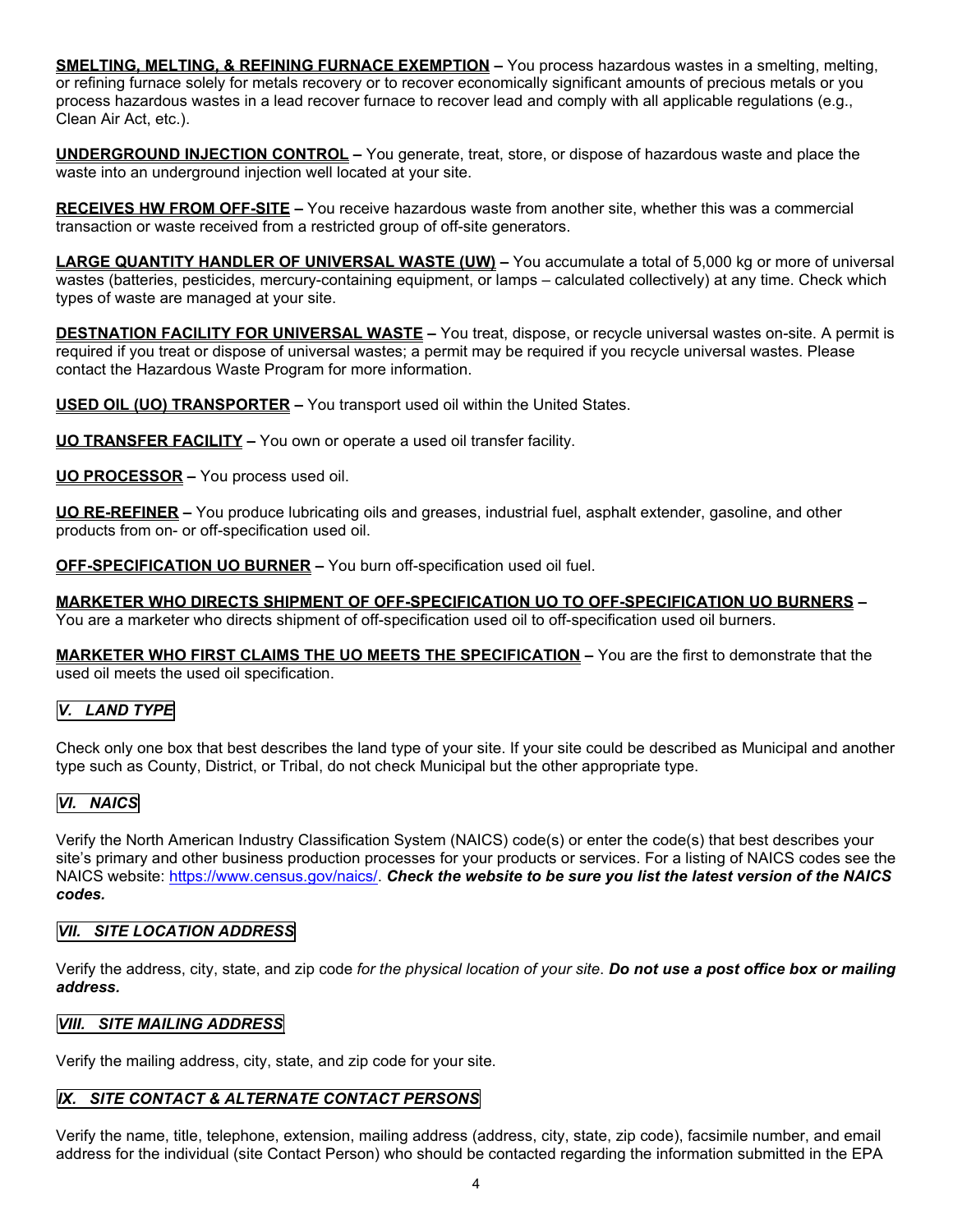**SMELTING, MELTING, & REFINING FURNACE EXEMPTION** – You process hazardous wastes in a smelting, melting, or refining furnace solely for metals recovery or to recover economically significant amounts of precious metals or you process hazardous wastes in a lead recover furnace to recover lead and comply with all applicable regulations (e.g., Clean Air Act, etc.).

**UNDERGROUND INJECTION CONTROL** – You generate, treat, store, or dispose of hazardous waste and place the waste into an underground injection well located at your site.

**RECEIVES HW FROM OFF-SITE** – You receive hazardous waste from another site, whether this was a commercial transaction or waste received from a restricted group of off-site generators.

**LARGE QUANTITY HANDLER OF UNIVERSAL WASTE (UW)** – You accumulate a total of 5,000 kg or more of universal wastes (batteries, pesticides, mercury-containing equipment, or lamps – calculated collectively) at any time. Check which types of waste are managed at your site.

**DESTNATION FACILITY FOR UNIVERSAL WASTE** – You treat, dispose, or recycle universal wastes on-site. A permit is required if you treat or dispose of universal wastes; a permit may be required if you recycle universal wastes. Please contact the Hazardous Waste Program for more information.

**USED OIL (UO) TRANSPORTER** – You transport used oil within the United States.

**UO TRANSFER FACILITY** – You own or operate a used oil transfer facility.

**UO PROCESSOR** – You process used oil.

**UO RE-REFINER** – You produce lubricating oils and greases, industrial fuel, asphalt extender, gasoline, and other products from on- or off-specification used oil.

**OFF-SPECIFICATION UO BURNER** – You burn off-specification used oil fuel.

**MARKETER WHO DIRECTS SHIPMENT OF OFF-SPECIFICATION UO TO OFF-SPECIFICATION UO BURNERS** – You are a marketer who directs shipment of off-specification used oil to off-specification used oil burners.

**MARKETER WHO FIRST CLAIMS THE UO MEETS THE SPECIFICATION** – You are the first to demonstrate that the used oil meets the used oil specification.

## *V. LAND TYPE*

Check only one box that best describes the land type of your site. If your site could be described as Municipal and another type such as County, District, or Tribal, do not check Municipal but the other appropriate type.

## *VI. NAICS*

Verify the North American Industry Classification System (NAICS) code(s) or enter the code(s) that best describes your site's primary and other business production processes for your products or services. For a listing of NAICS codes see the NAICS website: https://www.census.gov/naics/. ***Check the website to be sure you list the latest version of the NAICS codes.***

## *VII. SITE LOCATION ADDRESS*

Verify the address, city, state, and zip code *for the physical location of your site*. ***Do not use a post office box or mailing address.***

## *VIII. SITE MAILING ADDRESS*

Verify the mailing address, city, state, and zip code for your site.

## *IX. SITE CONTACT & ALTERNATE CONTACT PERSONS*

Verify the name, title, telephone, extension, mailing address (address, city, state, zip code), facsimile number, and email address for the individual (site Contact Person) who should be contacted regarding the information submitted in the EPA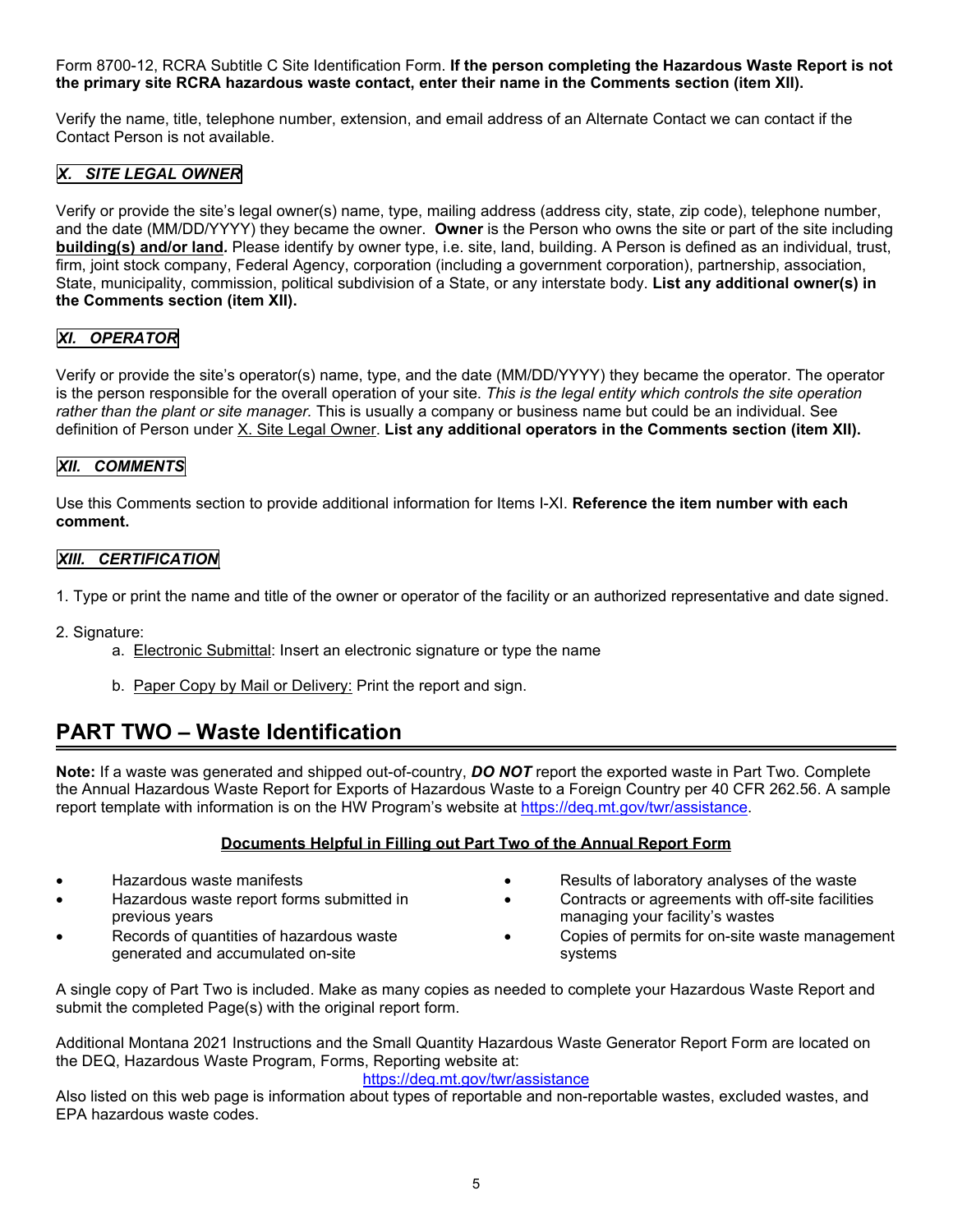Form 8700-12, RCRA Subtitle C Site Identification Form. **If the person completing the Hazardous Waste Report is not the primary site RCRA hazardous waste contact, enter their name in the Comments section (item XII).**

Verify the name, title, telephone number, extension, and email address of an Alternate Contact we can contact if the Contact Person is not available.

### *X. SITE LEGAL OWNER*

Verify or provide the site's legal owner(s) name, type, mailing address (address city, state, zip code), telephone number, and the date (MM/DD/YYYY) they became the owner. **Owner** is the Person who owns the site or part of the site including **building(s) and/or land.** Please identify by owner type, i.e. site, land, building. A Person is defined as an individual, trust, firm, joint stock company, Federal Agency, corporation (including a government corporation), partnership, association, State, municipality, commission, political subdivision of a State, or any interstate body. **List any additional owner(s) in the Comments section (item XII).**

### *XI. OPERATOR*

Verify or provide the site's operator(s) name, type, and the date (MM/DD/YYYY) they became the operator. The operator is the person responsible for the overall operation of your site. *This is the legal entity which controls the site operation rather than the plant or site manager.* This is usually a company or business name but could be an individual. See definition of Person under X. Site Legal Owner. **List any additional operators in the Comments section (item XII).**

### *XII. COMMENTS*

Use this Comments section to provide additional information for Items I-XI. **Reference the item number with each comment.**

### *XIII. CERTIFICATION*

1. Type or print the name and title of the owner or operator of the facility or an authorized representative and date signed.

2. Signature:
   a. Electronic Submittal: Insert an electronic signature or type the name

   b. Paper Copy by Mail or Delivery: Print the report and sign.

## PART TWO – Waste Identification

**Note:** If a waste was generated and shipped out-of-country, ***DO NOT*** report the exported waste in Part Two. Complete the Annual Hazardous Waste Report for Exports of Hazardous Waste to a Foreign Country per 40 CFR 262.56. A sample report template with information is on the HW Program's website at https://deq.mt.gov/twr/assistance.

**Documents Helpful in Filling out Part Two of the Annual Report Form**

- Hazardous waste manifests
- Hazardous waste report forms submitted in previous years
- Records of quantities of hazardous waste generated and accumulated on-site
- Results of laboratory analyses of the waste
- Contracts or agreements with off-site facilities managing your facility's wastes
- Copies of permits for on-site waste management systems

A single copy of Part Two is included. Make as many copies as needed to complete your Hazardous Waste Report and submit the completed Page(s) with the original report form.

Additional Montana 2021 Instructions and the Small Quantity Hazardous Waste Generator Report Form are located on the DEQ, Hazardous Waste Program, Forms, Reporting website at:
https://deq.mt.gov/twr/assistance
Also listed on this web page is information about types of reportable and non-reportable wastes, excluded wastes, and EPA hazardous waste codes.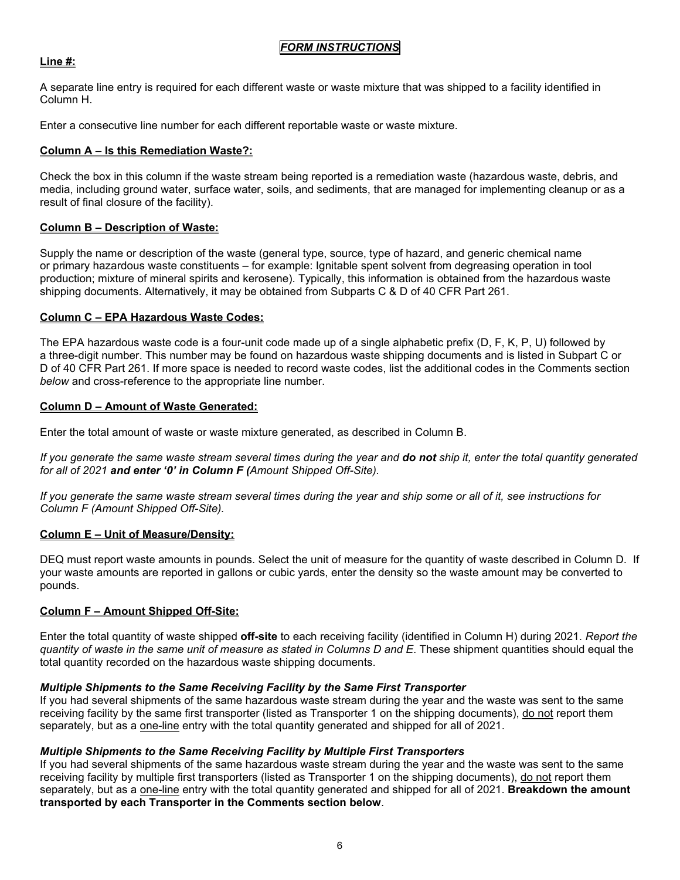# *FORM INSTRUCTIONS*

**Line #:**

A separate line entry is required for each different waste or waste mixture that was shipped to a facility identified in Column H.

Enter a consecutive line number for each different reportable waste or waste mixture.

**Column A – Is this Remediation Waste?:**

Check the box in this column if the waste stream being reported is a remediation waste (hazardous waste, debris, and media, including ground water, surface water, soils, and sediments, that are managed for implementing cleanup or as a result of final closure of the facility).

**Column B – Description of Waste:**

Supply the name or description of the waste (general type, source, type of hazard, and generic chemical name or primary hazardous waste constituents – for example: Ignitable spent solvent from degreasing operation in tool production; mixture of mineral spirits and kerosene). Typically, this information is obtained from the hazardous waste shipping documents. Alternatively, it may be obtained from Subparts C & D of 40 CFR Part 261.

**Column C – EPA Hazardous Waste Codes:**

The EPA hazardous waste code is a four-unit code made up of a single alphabetic prefix (D, F, K, P, U) followed by a three-digit number. This number may be found on hazardous waste shipping documents and is listed in Subpart C or D of 40 CFR Part 261. If more space is needed to record waste codes, list the additional codes in the Comments section *below* and cross-reference to the appropriate line number.

**Column D – Amount of Waste Generated:**

Enter the total amount of waste or waste mixture generated, as described in Column B.

*If you generate the same waste stream several times during the year and **do not** ship it, enter the total quantity generated for all of 2021 **and enter '0' in Column F (**Amount Shipped Off-Site).*

*If you generate the same waste stream several times during the year and ship some or all of it, see instructions for Column F (Amount Shipped Off-Site).*

**Column E – Unit of Measure/Density:**

DEQ must report waste amounts in pounds. Select the unit of measure for the quantity of waste described in Column D. If your waste amounts are reported in gallons or cubic yards, enter the density so the waste amount may be converted to pounds.

**Column F – Amount Shipped Off-Site:**

Enter the total quantity of waste shipped **off-site** to each receiving facility (identified in Column H) during 2021. *Report the quantity of waste in the same unit of measure as stated in Columns D and E*. These shipment quantities should equal the total quantity recorded on the hazardous waste shipping documents.

***Multiple Shipments to the Same Receiving Facility by the Same First Transporter***

If you had several shipments of the same hazardous waste stream during the year and the waste was sent to the same receiving facility by the same first transporter (listed as Transporter 1 on the shipping documents), do not report them separately, but as a one-line entry with the total quantity generated and shipped for all of 2021.

***Multiple Shipments to the Same Receiving Facility by Multiple First Transporters***

If you had several shipments of the same hazardous waste stream during the year and the waste was sent to the same receiving facility by multiple first transporters (listed as Transporter 1 on the shipping documents), do not report them separately, but as a one-line entry with the total quantity generated and shipped for all of 2021. **Breakdown the amount transported by each Transporter in the Comments section below**.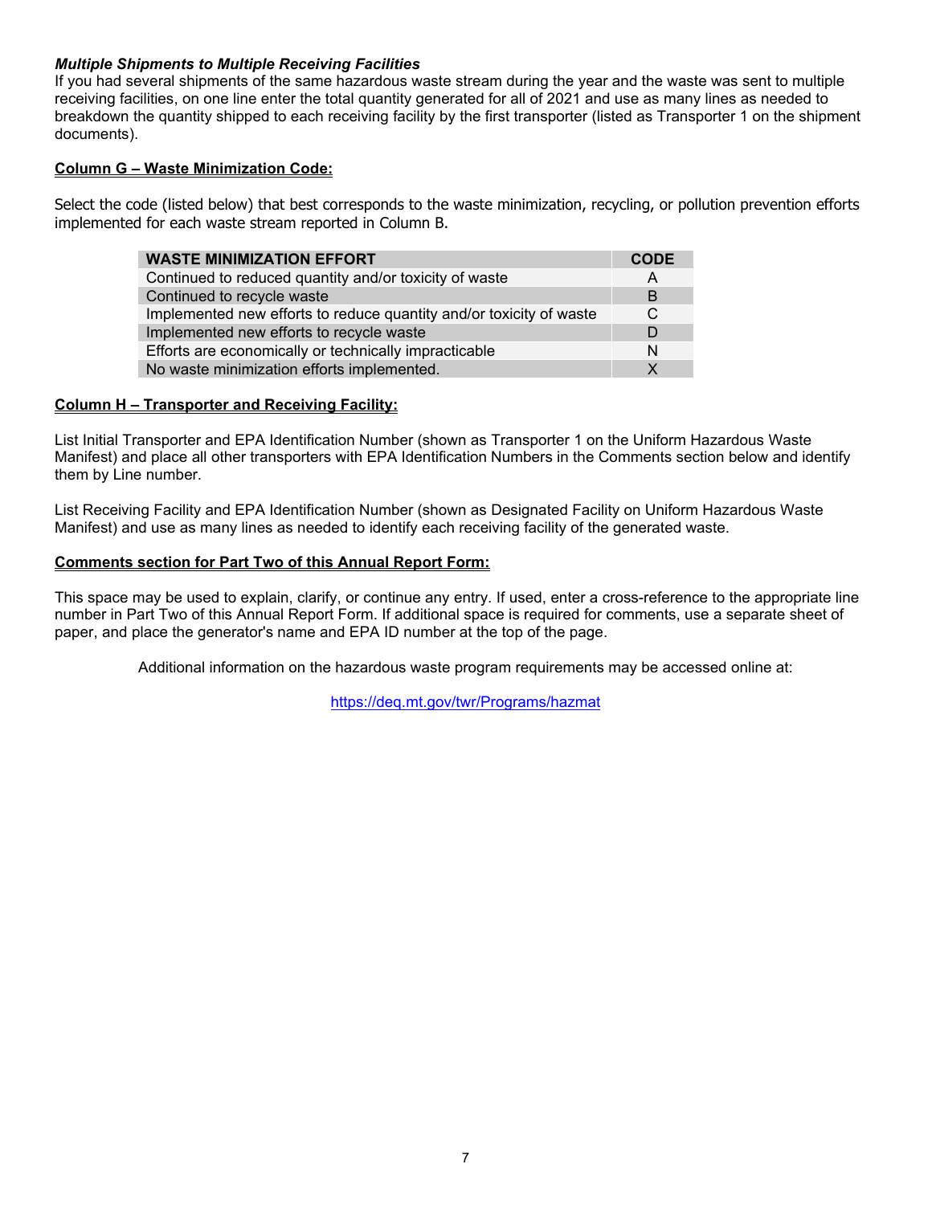***Multiple Shipments to Multiple Receiving Facilities***
If you had several shipments of the same hazardous waste stream during the year and the waste was sent to multiple receiving facilities, on one line enter the total quantity generated for all of 2021 and use as many lines as needed to breakdown the quantity shipped to each receiving facility by the first transporter (listed as Transporter 1 on the shipment documents).

**Column G – Waste Minimization Code:**

Select the code (listed below) that best corresponds to the waste minimization, recycling, or pollution prevention efforts implemented for each waste stream reported in Column B.

| WASTE MINIMIZATION EFFORT | CODE |
|---|---|
| Continued to reduced quantity and/or toxicity of waste | A |
| Continued to recycle waste | B |
| Implemented new efforts to reduce quantity and/or toxicity of waste | C |
| Implemented new efforts to recycle waste | D |
| Efforts are economically or technically impracticable | N |
| No waste minimization efforts implemented. | X |

**Column H – Transporter and Receiving Facility:**

List Initial Transporter and EPA Identification Number (shown as Transporter 1 on the Uniform Hazardous Waste Manifest) and place all other transporters with EPA Identification Numbers in the Comments section below and identify them by Line number.

List Receiving Facility and EPA Identification Number (shown as Designated Facility on Uniform Hazardous Waste Manifest) and use as many lines as needed to identify each receiving facility of the generated waste.

**Comments section for Part Two of this Annual Report Form:**

This space may be used to explain, clarify, or continue any entry. If used, enter a cross-reference to the appropriate line number in Part Two of this Annual Report Form. If additional space is required for comments, use a separate sheet of paper, and place the generator's name and EPA ID number at the top of the page.

Additional information on the hazardous waste program requirements may be accessed online at:

https://deq.mt.gov/twr/Programs/hazmat